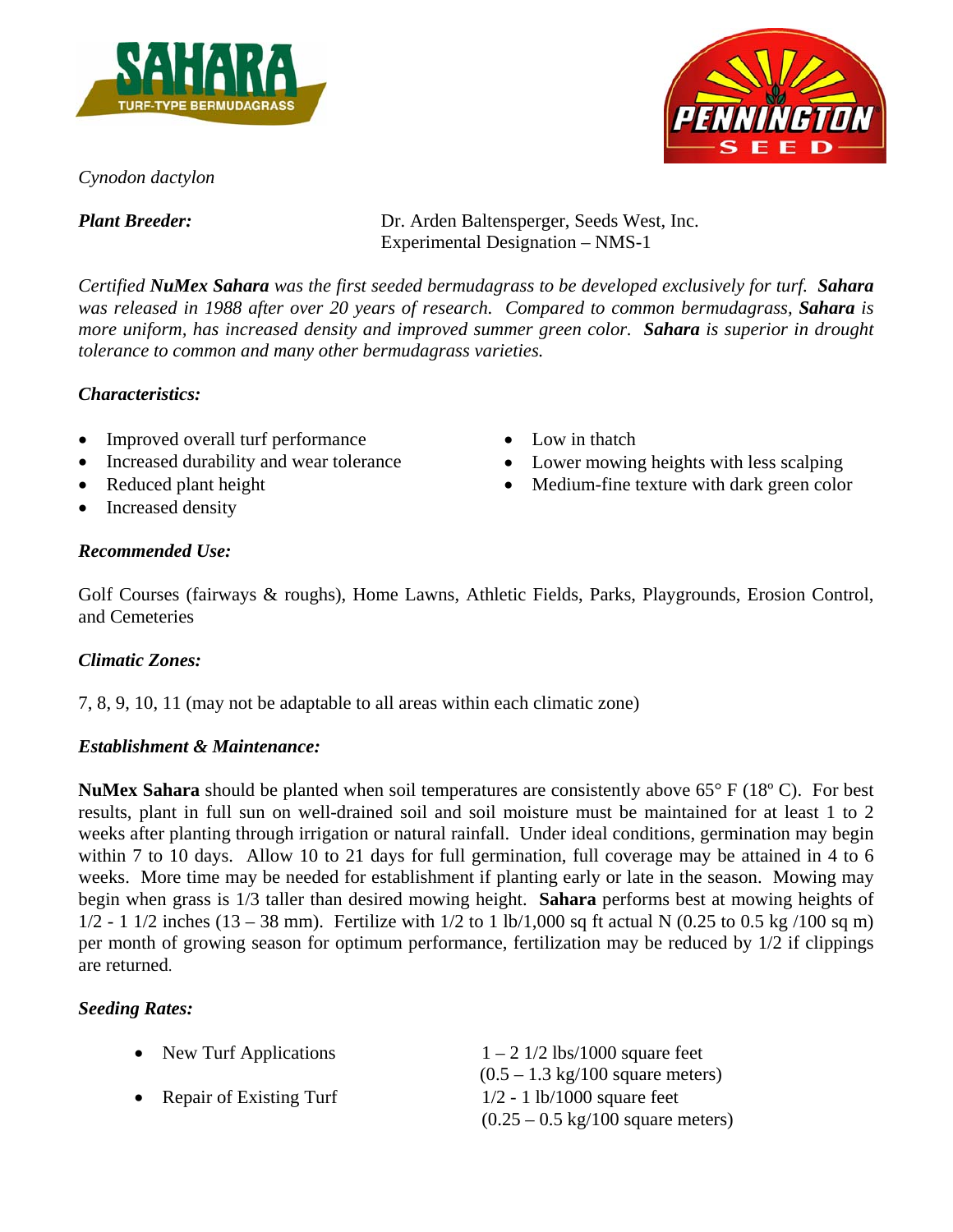**SAHARA**
TURF-TYPE BERMUDAGRASS

**PENNINGTON SEED**

*Cynodon dactylon*

***Plant Breeder:*** Dr. Arden Baltensperger, Seeds West, Inc.
Experimental Designation – NMS-1

*Certified **NuMex Sahara** was the first seeded bermudagrass to be developed exclusively for turf. **Sahara** was released in 1988 after over 20 years of research. Compared to common bermudagrass, **Sahara** is more uniform, has increased density and improved summer green color. **Sahara** is superior in drought tolerance to common and many other bermudagrass varieties.*

### *Characteristics:*

- Improved overall turf performance
- Increased durability and wear tolerance
- Reduced plant height
- Increased density
- Low in thatch
- Lower mowing heights with less scalping
- Medium-fine texture with dark green color

### *Recommended Use:*

Golf Courses (fairways & roughs), Home Lawns, Athletic Fields, Parks, Playgrounds, Erosion Control, and Cemeteries

### *Climatic Zones:*

7, 8, 9, 10, 11 (may not be adaptable to all areas within each climatic zone)

### *Establishment & Maintenance:*

**NuMex Sahara** should be planted when soil temperatures are consistently above 65° F (18º C). For best results, plant in full sun on well-drained soil and soil moisture must be maintained for at least 1 to 2 weeks after planting through irrigation or natural rainfall. Under ideal conditions, germination may begin within 7 to 10 days. Allow 10 to 21 days for full germination, full coverage may be attained in 4 to 6 weeks. More time may be needed for establishment if planting early or late in the season. Mowing may begin when grass is 1/3 taller than desired mowing height. **Sahara** performs best at mowing heights of 1/2 - 1 1/2 inches (13 – 38 mm). Fertilize with 1/2 to 1 lb/1,000 sq ft actual N (0.25 to 0.5 kg /100 sq m) per month of growing season for optimum performance, fertilization may be reduced by 1/2 if clippings are returned.

### *Seeding Rates:*

- New Turf Applications: 1 – 2 1/2 lbs/1000 square feet (0.5 – 1.3 kg/100 square meters)
- Repair of Existing Turf: 1/2 - 1 lb/1000 square feet (0.25 – 0.5 kg/100 square meters)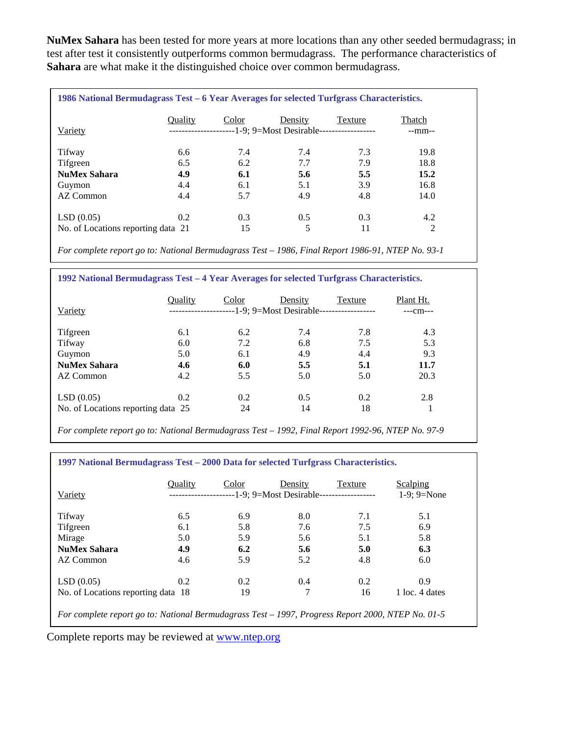**NuMex Sahara** has been tested for more years at more locations than any other seeded bermudagrass; in test after test it consistently outperforms common bermudagrass. The performance characteristics of **Sahara** are what make it the distinguished choice over common bermudagrass.

**1986 National Bermudagrass Test – 6 Year Averages for selected Turfgrass Characteristics.**

| Variety | Quality | Color | Density | Texture | Thatch |
|---|---|---|---|---|---|
| | --------------------1-9; 9=Most Desirable | | | ----------------- | --mm-- |
| Tifway | 6.6 | 7.4 | 7.4 | 7.3 | 19.8 |
| Tifgreen | 6.5 | 6.2 | 7.7 | 7.9 | 18.8 |
| **NuMex Sahara** | **4.9** | **6.1** | **5.6** | **5.5** | **15.2** |
| Guymon | 4.4 | 6.1 | 5.1 | 3.9 | 16.8 |
| AZ Common | 4.4 | 5.7 | 4.9 | 4.8 | 14.0 |
| LSD (0.05) | 0.2 | 0.3 | 0.5 | 0.3 | 4.2 |
| No. of Locations reporting data | 21 | 15 | 5 | 11 | 2 |

*For complete report go to: National Bermudagrass Test – 1986, Final Report 1986-91, NTEP No. 93-1*

**1992 National Bermudagrass Test – 4 Year Averages for selected Turfgrass Characteristics.**

| Variety | Quality | Color | Density | Texture | Plant Ht. |
|---|---|---|---|---|---|
| | --------------------1-9; 9=Most Desirable | | | ----------------- | ---cm--- |
| Tifgreen | 6.1 | 6.2 | 7.4 | 7.8 | 4.3 |
| Tifway | 6.0 | 7.2 | 6.8 | 7.5 | 5.3 |
| Guymon | 5.0 | 6.1 | 4.9 | 4.4 | 9.3 |
| **NuMex Sahara** | **4.6** | **6.0** | **5.5** | **5.1** | **11.7** |
| AZ Common | 4.2 | 5.5 | 5.0 | 5.0 | 20.3 |
| LSD (0.05) | 0.2 | 0.2 | 0.5 | 0.2 | 2.8 |
| No. of Locations reporting data | 25 | 24 | 14 | 18 | 1 |

*For complete report go to: National Bermudagrass Test – 1992, Final Report 1992-96, NTEP No. 97-9*

**1997 National Bermudagrass Test – 2000 Data for selected Turfgrass Characteristics.**

| Variety | Quality | Color | Density | Texture | Scalping |
|---|---|---|---|---|---|
| | --------------------1-9; 9=Most Desirable | | | ----------------- | 1-9; 9=None |
| Tifway | 6.5 | 6.9 | 8.0 | 7.1 | 5.1 |
| Tifgreen | 6.1 | 5.8 | 7.6 | 7.5 | 6.9 |
| Mirage | 5.0 | 5.9 | 5.6 | 5.1 | 5.8 |
| **NuMex Sahara** | **4.9** | **6.2** | **5.6** | **5.0** | **6.3** |
| AZ Common | 4.6 | 5.9 | 5.2 | 4.8 | 6.0 |
| LSD (0.05) | 0.2 | 0.2 | 0.4 | 0.2 | 0.9 |
| No. of Locations reporting data | 18 | 19 | 7 | 16 | 1 loc. 4 dates |

*For complete report go to: National Bermudagrass Test – 1997, Progress Report 2000, NTEP No. 01-5*

Complete reports may be reviewed at www.ntep.org